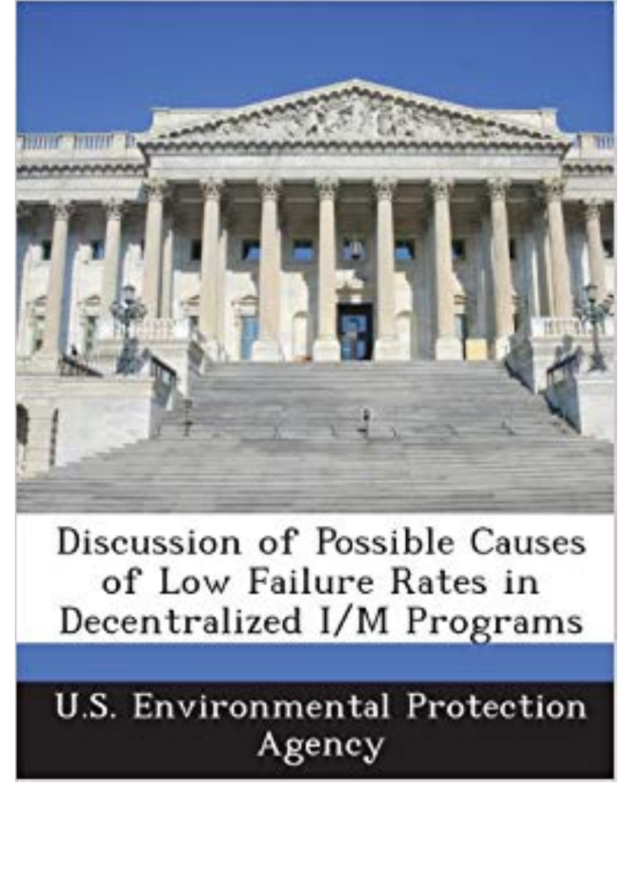# Discussion of Possible Causes of Low Failure Rates in Decentralized I/M Programs

U.S. Environmental Protection Agency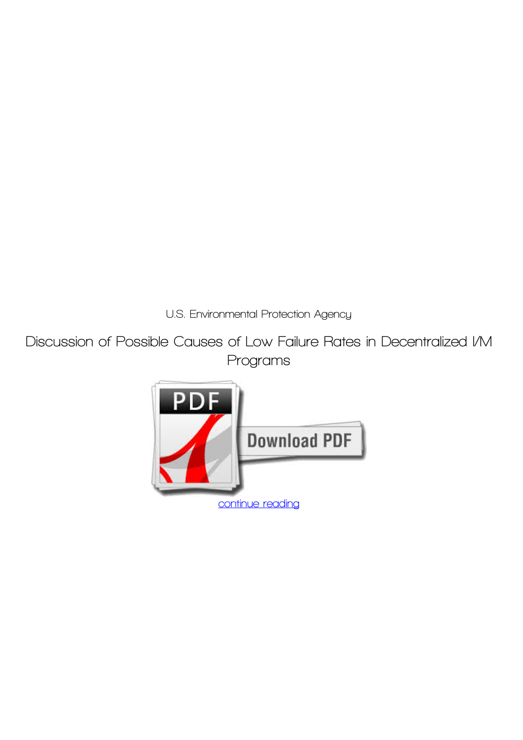U.S. Environmental Protection Agency

Discussion of Possible Causes of Low Failure Rates in Decentralized I/M Programs

continue reading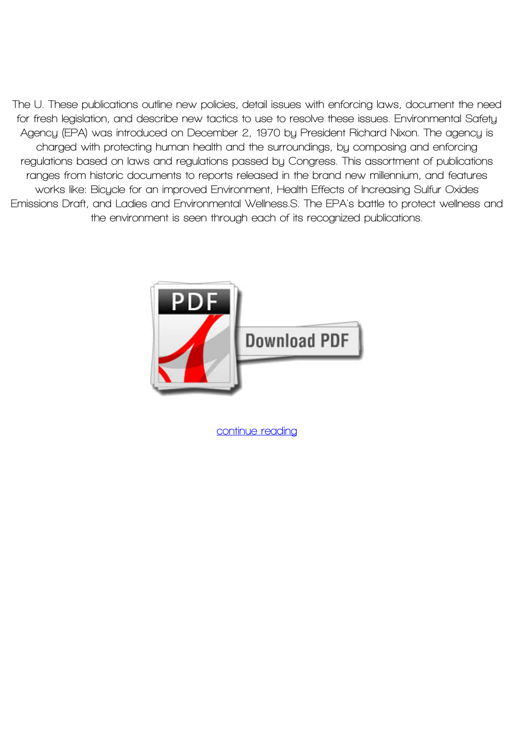The U. These publications outline new policies, detail issues with enforcing laws, document the need for fresh legislation, and describe new tactics to use to resolve these issues. Environmental Safety Agency (EPA) was introduced on December 2, 1970 by President Richard Nixon. The agency is charged with protecting human health and the surroundings, by composing and enforcing regulations based on laws and regulations passed by Congress. This assortment of publications ranges from historic documents to reports released in the brand new millennium, and features works like: Bicycle for an improved Environment, Health Effects of Increasing Sulfur Oxides Emissions Draft, and Ladies and Environmental Wellness.S. The EPA's battle to protect wellness and the environment is seen through each of its recognized publications.

continue reading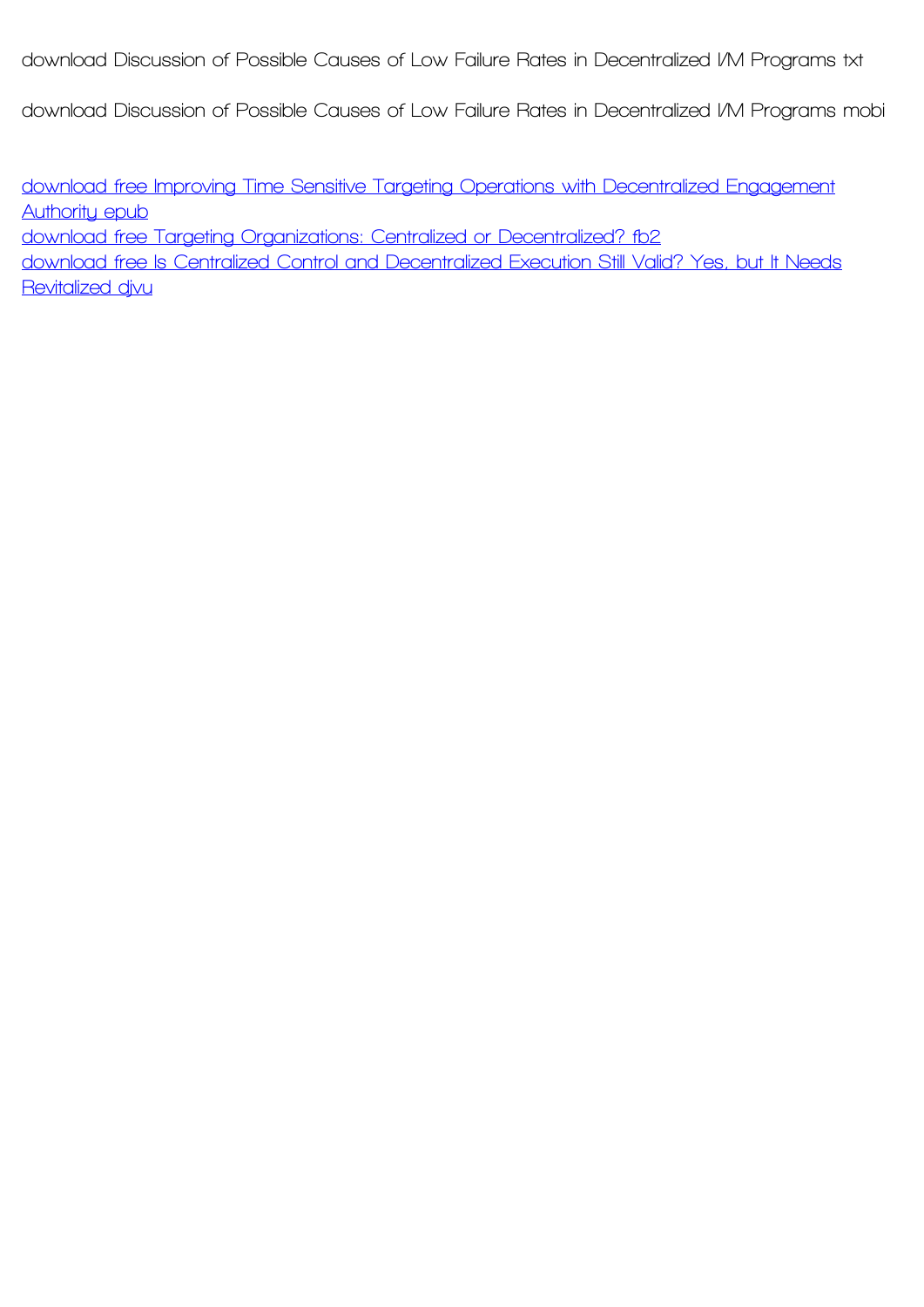download Discussion of Possible Causes of Low Failure Rates in Decentralized I/M Programs txt

download Discussion of Possible Causes of Low Failure Rates in Decentralized I/M Programs mobi

download free Improving Time Sensitive Targeting Operations with Decentralized Engagement Authority epub
download free Targeting Organizations: Centralized or Decentralized? fb2
download free Is Centralized Control and Decentralized Execution Still Valid? Yes, but It Needs Revitalized djvu